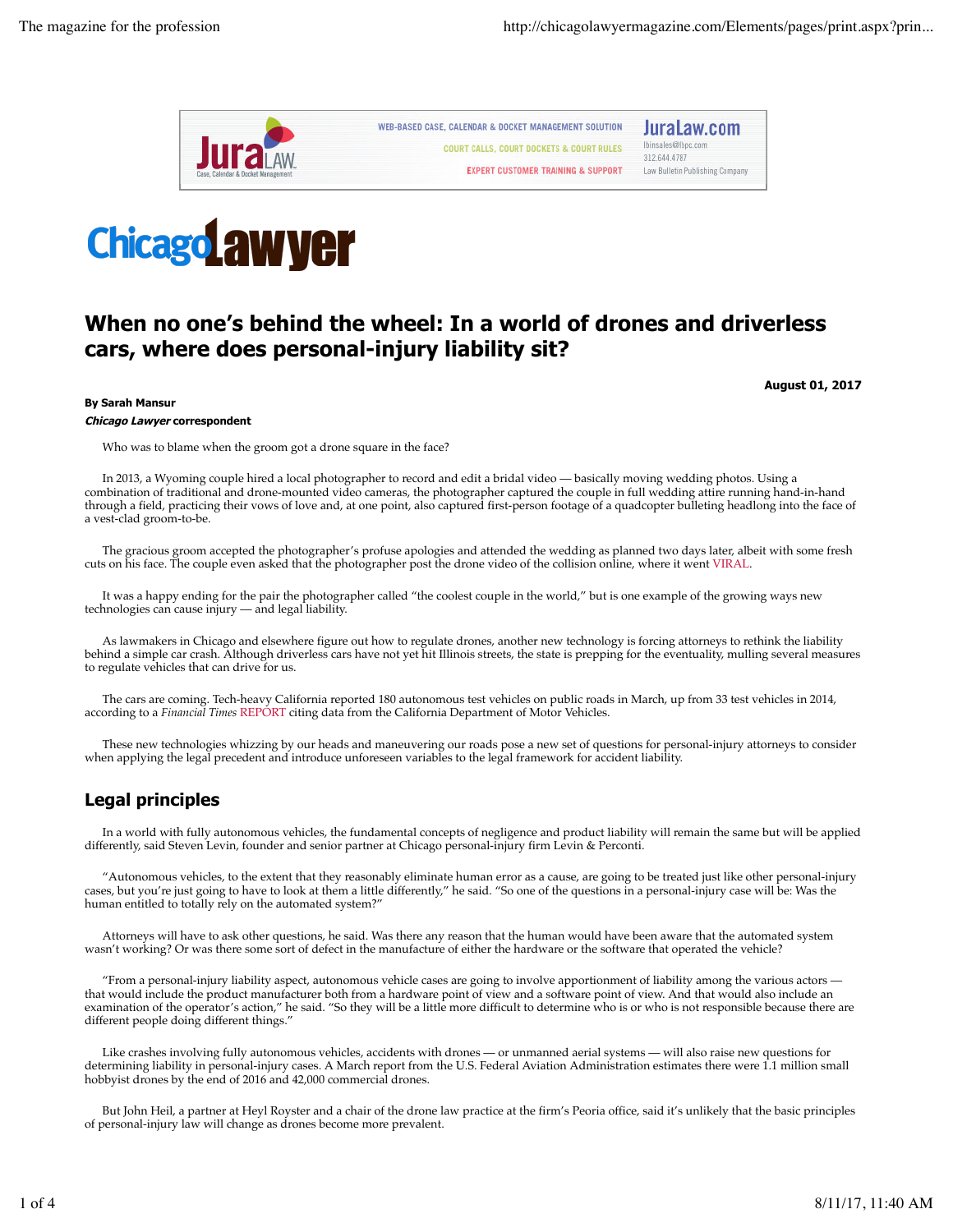# When no one's behind the wheel: In a world of drones and driverless cars, where does personal-injury liability sit?

**August 01, 2017**

**By Sarah Mansur**
***Chicago Lawyer* correspondent**

Who was to blame when the groom got a drone square in the face?

In 2013, a Wyoming couple hired a local photographer to record and edit a bridal video — basically moving wedding photos. Using a combination of traditional and drone-mounted video cameras, the photographer captured the couple in full wedding attire running hand-in-hand through a field, practicing their vows of love and, at one point, also captured first-person footage of a quadcopter bulleting headlong into the face of a vest-clad groom-to-be.

The gracious groom accepted the photographer's profuse apologies and attended the wedding as planned two days later, albeit with some fresh cuts on his face. The couple even asked that the photographer post the drone video of the collision online, where it went VIRAL.

It was a happy ending for the pair the photographer called "the coolest couple in the world," but is one example of the growing ways new technologies can cause injury — and legal liability.

As lawmakers in Chicago and elsewhere figure out how to regulate drones, another new technology is forcing attorneys to rethink the liability behind a simple car crash. Although driverless cars have not yet hit Illinois streets, the state is prepping for the eventuality, mulling several measures to regulate vehicles that can drive for us.

The cars are coming. Tech-heavy California reported 180 autonomous test vehicles on public roads in March, up from 33 test vehicles in 2014, according to a *Financial Times* REPORT citing data from the California Department of Motor Vehicles.

These new technologies whizzing by our heads and maneuvering our roads pose a new set of questions for personal-injury attorneys to consider when applying the legal precedent and introduce unforeseen variables to the legal framework for accident liability.

## Legal principles

In a world with fully autonomous vehicles, the fundamental concepts of negligence and product liability will remain the same but will be applied differently, said Steven Levin, founder and senior partner at Chicago personal-injury firm Levin & Perconti.

"Autonomous vehicles, to the extent that they reasonably eliminate human error as a cause, are going to be treated just like other personal-injury cases, but you're just going to have to look at them a little differently," he said. "So one of the questions in a personal-injury case will be: Was the human entitled to totally rely on the automated system?"

Attorneys will have to ask other questions, he said. Was there any reason that the human would have been aware that the automated system wasn't working? Or was there some sort of defect in the manufacture of either the hardware or the software that operated the vehicle?

"From a personal-injury liability aspect, autonomous vehicle cases are going to involve apportionment of liability among the various actors — that would include the product manufacturer both from a hardware point of view and a software point of view. And that would also include an examination of the operator's action," he said. "So they will be a little more difficult to determine who is or who is not responsible because there are different people doing different things."

Like crashes involving fully autonomous vehicles, accidents with drones — or unmanned aerial systems — will also raise new questions for determining liability in personal-injury cases. A March report from the U.S. Federal Aviation Administration estimates there were 1.1 million small hobbyist drones by the end of 2016 and 42,000 commercial drones.

But John Heil, a partner at Heyl Royster and a chair of the drone law practice at the firm's Peoria office, said it's unlikely that the basic principles of personal-injury law will change as drones become more prevalent.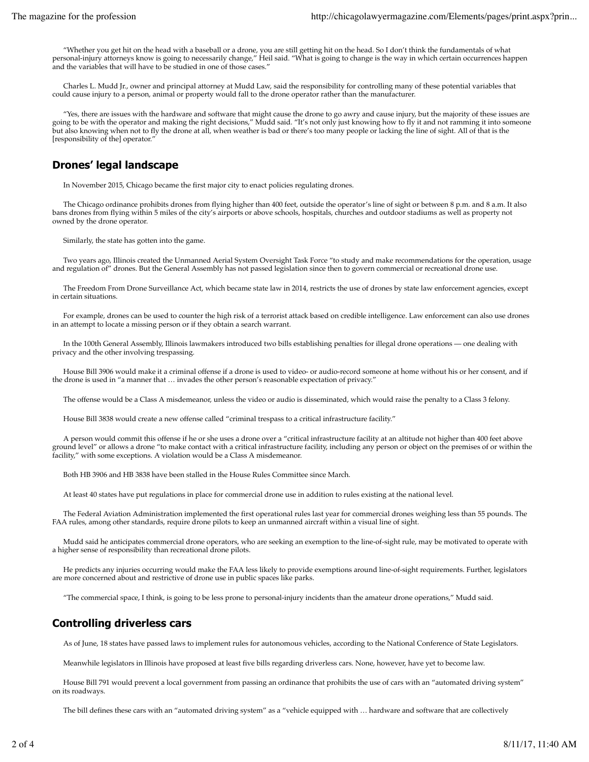"Whether you get hit on the head with a baseball or a drone, you are still getting hit on the head. So I don't think the fundamentals of what personal-injury attorneys know is going to necessarily change," Heil said. "What is going to change is the way in which certain occurrences happen and the variables that will have to be studied in one of those cases."

Charles L. Mudd Jr., owner and principal attorney at Mudd Law, said the responsibility for controlling many of these potential variables that could cause injury to a person, animal or property would fall to the drone operator rather than the manufacturer.

"Yes, there are issues with the hardware and software that might cause the drone to go awry and cause injury, but the majority of these issues are going to be with the operator and making the right decisions," Mudd said. "It's not only just knowing how to fly it and not ramming it into someone but also knowing when not to fly the drone at all, when weather is bad or there's too many people or lacking the line of sight. All of that is the [responsibility of the] operator."

## Drones' legal landscape

In November 2015, Chicago became the first major city to enact policies regulating drones.

The Chicago ordinance prohibits drones from flying higher than 400 feet, outside the operator's line of sight or between 8 p.m. and 8 a.m. It also bans drones from flying within 5 miles of the city's airports or above schools, hospitals, churches and outdoor stadiums as well as property not owned by the drone operator.

Similarly, the state has gotten into the game.

Two years ago, Illinois created the Unmanned Aerial System Oversight Task Force "to study and make recommendations for the operation, usage and regulation of" drones. But the General Assembly has not passed legislation since then to govern commercial or recreational drone use.

The Freedom From Drone Surveillance Act, which became state law in 2014, restricts the use of drones by state law enforcement agencies, except in certain situations.

For example, drones can be used to counter the high risk of a terrorist attack based on credible intelligence. Law enforcement can also use drones in an attempt to locate a missing person or if they obtain a search warrant.

In the 100th General Assembly, Illinois lawmakers introduced two bills establishing penalties for illegal drone operations — one dealing with privacy and the other involving trespassing.

House Bill 3906 would make it a criminal offense if a drone is used to video- or audio-record someone at home without his or her consent, and if the drone is used in "a manner that … invades the other person's reasonable expectation of privacy."

The offense would be a Class A misdemeanor, unless the video or audio is disseminated, which would raise the penalty to a Class 3 felony.

House Bill 3838 would create a new offense called "criminal trespass to a critical infrastructure facility."

A person would commit this offense if he or she uses a drone over a "critical infrastructure facility at an altitude not higher than 400 feet above ground level" or allows a drone "to make contact with a critical infrastructure facility, including any person or object on the premises of or within the facility," with some exceptions. A violation would be a Class A misdemeanor.

Both HB 3906 and HB 3838 have been stalled in the House Rules Committee since March.

At least 40 states have put regulations in place for commercial drone use in addition to rules existing at the national level.

The Federal Aviation Administration implemented the first operational rules last year for commercial drones weighing less than 55 pounds. The FAA rules, among other standards, require drone pilots to keep an unmanned aircraft within a visual line of sight.

Mudd said he anticipates commercial drone operators, who are seeking an exemption to the line-of-sight rule, may be motivated to operate with a higher sense of responsibility than recreational drone pilots.

He predicts any injuries occurring would make the FAA less likely to provide exemptions around line-of-sight requirements. Further, legislators are more concerned about and restrictive of drone use in public spaces like parks.

"The commercial space, I think, is going to be less prone to personal-injury incidents than the amateur drone operations," Mudd said.

## Controlling driverless cars

As of June, 18 states have passed laws to implement rules for autonomous vehicles, according to the National Conference of State Legislators.

Meanwhile legislators in Illinois have proposed at least five bills regarding driverless cars. None, however, have yet to become law.

House Bill 791 would prevent a local government from passing an ordinance that prohibits the use of cars with an "automated driving system" on its roadways.

The bill defines these cars with an "automated driving system" as a "vehicle equipped with … hardware and software that are collectively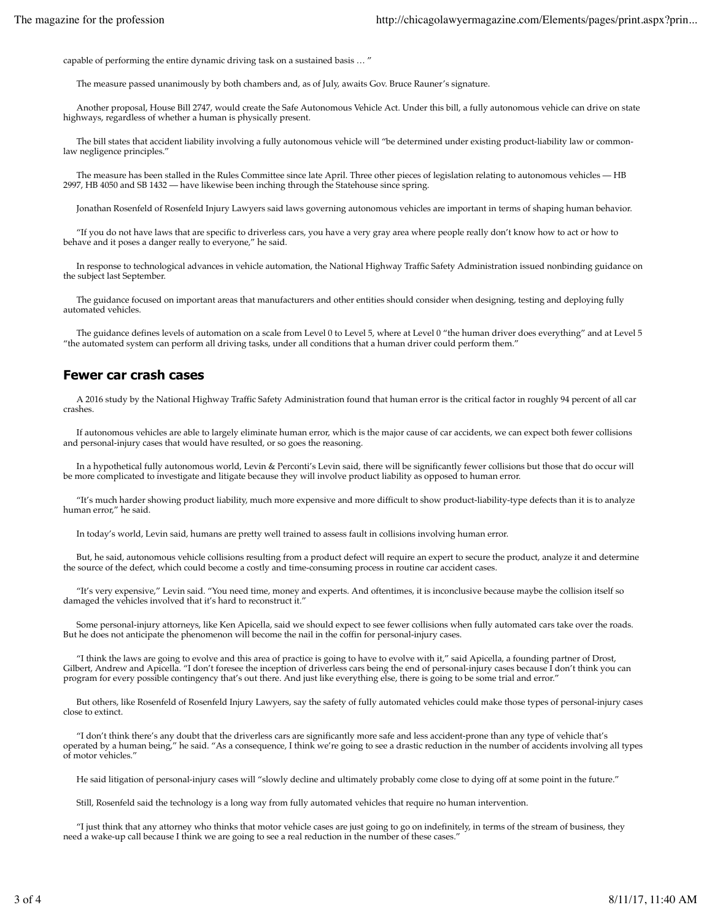capable of performing the entire dynamic driving task on a sustained basis … "

The measure passed unanimously by both chambers and, as of July, awaits Gov. Bruce Rauner's signature.

Another proposal, House Bill 2747, would create the Safe Autonomous Vehicle Act. Under this bill, a fully autonomous vehicle can drive on state highways, regardless of whether a human is physically present.

The bill states that accident liability involving a fully autonomous vehicle will "be determined under existing product-liability law or common-law negligence principles."

The measure has been stalled in the Rules Committee since late April. Three other pieces of legislation relating to autonomous vehicles — HB 2997, HB 4050 and SB 1432 — have likewise been inching through the Statehouse since spring.

Jonathan Rosenfeld of Rosenfeld Injury Lawyers said laws governing autonomous vehicles are important in terms of shaping human behavior.

"If you do not have laws that are specific to driverless cars, you have a very gray area where people really don't know how to act or how to behave and it poses a danger really to everyone," he said.

In response to technological advances in vehicle automation, the National Highway Traffic Safety Administration issued nonbinding guidance on the subject last September.

The guidance focused on important areas that manufacturers and other entities should consider when designing, testing and deploying fully automated vehicles.

The guidance defines levels of automation on a scale from Level 0 to Level 5, where at Level 0 "the human driver does everything" and at Level 5 "the automated system can perform all driving tasks, under all conditions that a human driver could perform them."

## Fewer car crash cases

A 2016 study by the National Highway Traffic Safety Administration found that human error is the critical factor in roughly 94 percent of all car crashes.

If autonomous vehicles are able to largely eliminate human error, which is the major cause of car accidents, we can expect both fewer collisions and personal-injury cases that would have resulted, or so goes the reasoning.

In a hypothetical fully autonomous world, Levin & Perconti's Levin said, there will be significantly fewer collisions but those that do occur will be more complicated to investigate and litigate because they will involve product liability as opposed to human error.

"It's much harder showing product liability, much more expensive and more difficult to show product-liability-type defects than it is to analyze human error," he said.

In today's world, Levin said, humans are pretty well trained to assess fault in collisions involving human error.

But, he said, autonomous vehicle collisions resulting from a product defect will require an expert to secure the product, analyze it and determine the source of the defect, which could become a costly and time-consuming process in routine car accident cases.

"It's very expensive," Levin said. "You need time, money and experts. And oftentimes, it is inconclusive because maybe the collision itself so damaged the vehicles involved that it's hard to reconstruct it."

Some personal-injury attorneys, like Ken Apicella, said we should expect to see fewer collisions when fully automated cars take over the roads. But he does not anticipate the phenomenon will become the nail in the coffin for personal-injury cases.

"I think the laws are going to evolve and this area of practice is going to have to evolve with it," said Apicella, a founding partner of Drost, Gilbert, Andrew and Apicella. "I don't foresee the inception of driverless cars being the end of personal-injury cases because I don't think you can program for every possible contingency that's out there. And just like everything else, there is going to be some trial and error."

But others, like Rosenfeld of Rosenfeld Injury Lawyers, say the safety of fully automated vehicles could make those types of personal-injury cases close to extinct.

"I don't think there's any doubt that the driverless cars are significantly more safe and less accident-prone than any type of vehicle that's operated by a human being," he said. "As a consequence, I think we're going to see a drastic reduction in the number of accidents involving all types of motor vehicles."

He said litigation of personal-injury cases will "slowly decline and ultimately probably come close to dying off at some point in the future."

Still, Rosenfeld said the technology is a long way from fully automated vehicles that require no human intervention.

"I just think that any attorney who thinks that motor vehicle cases are just going to go on indefinitely, in terms of the stream of business, they need a wake-up call because I think we are going to see a real reduction in the number of these cases."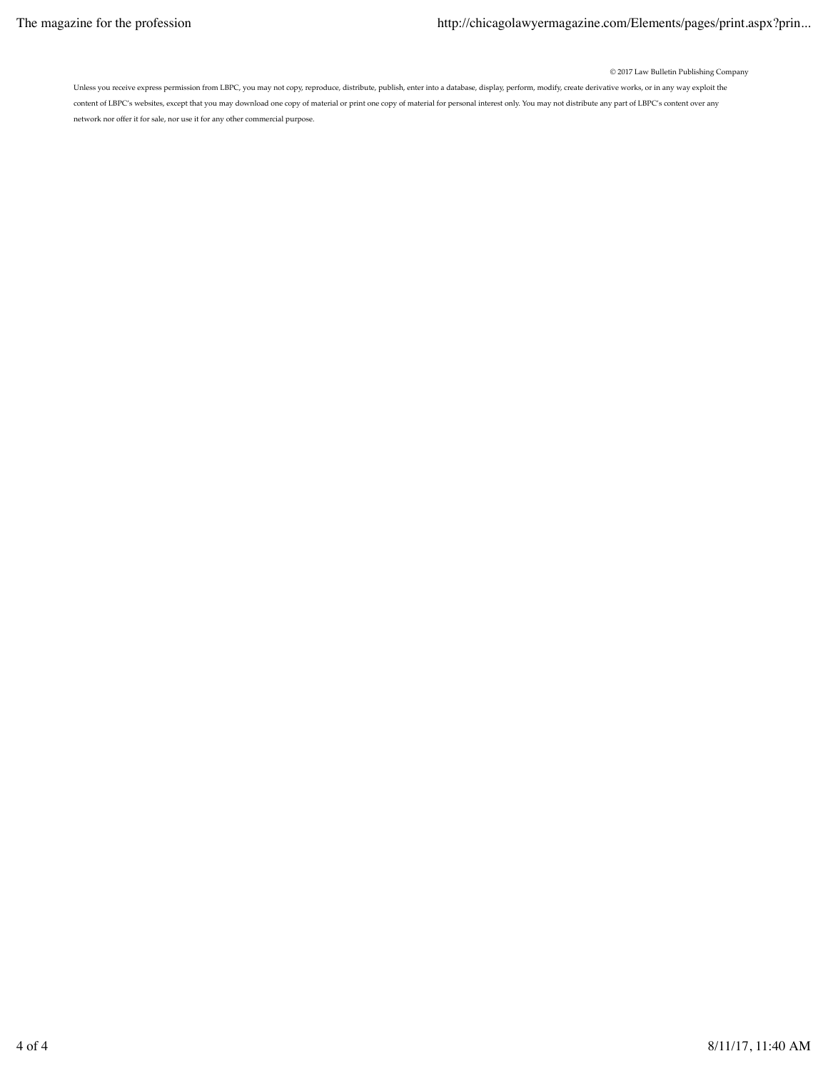© 2017 Law Bulletin Publishing Company

Unless you receive express permission from LBPC, you may not copy, reproduce, distribute, publish, enter into a database, display, perform, modify, create derivative works, or in any way exploit the content of LBPC's websites, except that you may download one copy of material or print one copy of material for personal interest only. You may not distribute any part of LBPC's content over any network nor offer it for sale, nor use it for any other commercial purpose.